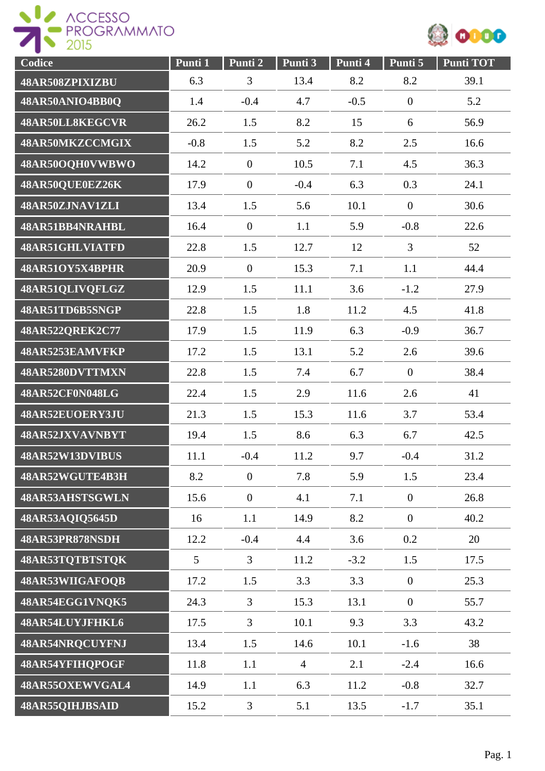ACCESSO PROGRAMMATO 2015

| Codice | Punti 1 | Punti 2 | Punti 3 | Punti 4 | Punti 5 | Punti TOT |
|---|---|---|---|---|---|---|
| 48AR508ZPIXIZBU | 6.3 | 3 | 13.4 | 8.2 | 8.2 | 39.1 |
| 48AR50ANIO4BB0Q | 1.4 | -0.4 | 4.7 | -0.5 | 0 | 5.2 |
| 48AR50LL8KEGCVR | 26.2 | 1.5 | 8.2 | 15 | 6 | 56.9 |
| 48AR50MKZCCMGIX | -0.8 | 1.5 | 5.2 | 8.2 | 2.5 | 16.6 |
| 48AR50OQH0VWBWO | 14.2 | 0 | 10.5 | 7.1 | 4.5 | 36.3 |
| 48AR50QUE0EZ26K | 17.9 | 0 | -0.4 | 6.3 | 0.3 | 24.1 |
| 48AR50ZJNAV1ZLI | 13.4 | 1.5 | 5.6 | 10.1 | 0 | 30.6 |
| 48AR51BB4NRAHBL | 16.4 | 0 | 1.1 | 5.9 | -0.8 | 22.6 |
| 48AR51GHLVIATFD | 22.8 | 1.5 | 12.7 | 12 | 3 | 52 |
| 48AR51OY5X4BPHR | 20.9 | 0 | 15.3 | 7.1 | 1.1 | 44.4 |
| 48AR51QLIVQFLGZ | 12.9 | 1.5 | 11.1 | 3.6 | -1.2 | 27.9 |
| 48AR51TD6B5SNGP | 22.8 | 1.5 | 1.8 | 11.2 | 4.5 | 41.8 |
| 48AR522QREK2C77 | 17.9 | 1.5 | 11.9 | 6.3 | -0.9 | 36.7 |
| 48AR5253EAMVFKP | 17.2 | 1.5 | 13.1 | 5.2 | 2.6 | 39.6 |
| 48AR5280DVTTMXN | 22.8 | 1.5 | 7.4 | 6.7 | 0 | 38.4 |
| 48AR52CF0N048LG | 22.4 | 1.5 | 2.9 | 11.6 | 2.6 | 41 |
| 48AR52EUOERY3JU | 21.3 | 1.5 | 15.3 | 11.6 | 3.7 | 53.4 |
| 48AR52JXVAVNBYT | 19.4 | 1.5 | 8.6 | 6.3 | 6.7 | 42.5 |
| 48AR52W13DVIBUS | 11.1 | -0.4 | 11.2 | 9.7 | -0.4 | 31.2 |
| 48AR52WGUTE4B3H | 8.2 | 0 | 7.8 | 5.9 | 1.5 | 23.4 |
| 48AR53AHSTSGWLN | 15.6 | 0 | 4.1 | 7.1 | 0 | 26.8 |
| 48AR53AQIQ5645D | 16 | 1.1 | 14.9 | 8.2 | 0 | 40.2 |
| 48AR53PR878NSDH | 12.2 | -0.4 | 4.4 | 3.6 | 0.2 | 20 |
| 48AR53TQTBTSTQK | 5 | 3 | 11.2 | -3.2 | 1.5 | 17.5 |
| 48AR53WIIGAFOQB | 17.2 | 1.5 | 3.3 | 3.3 | 0 | 25.3 |
| 48AR54EGG1VNQK5 | 24.3 | 3 | 15.3 | 13.1 | 0 | 55.7 |
| 48AR54LUYJFHKL6 | 17.5 | 3 | 10.1 | 9.3 | 3.3 | 43.2 |
| 48AR54NRQCUYFNJ | 13.4 | 1.5 | 14.6 | 10.1 | -1.6 | 38 |
| 48AR54YFIHQPOGF | 11.8 | 1.1 | 4 | 2.1 | -2.4 | 16.6 |
| 48AR55OXEWVGAL4 | 14.9 | 1.1 | 6.3 | 11.2 | -0.8 | 32.7 |
| 48AR55QIHJBSAID | 15.2 | 3 | 5.1 | 13.5 | -1.7 | 35.1 |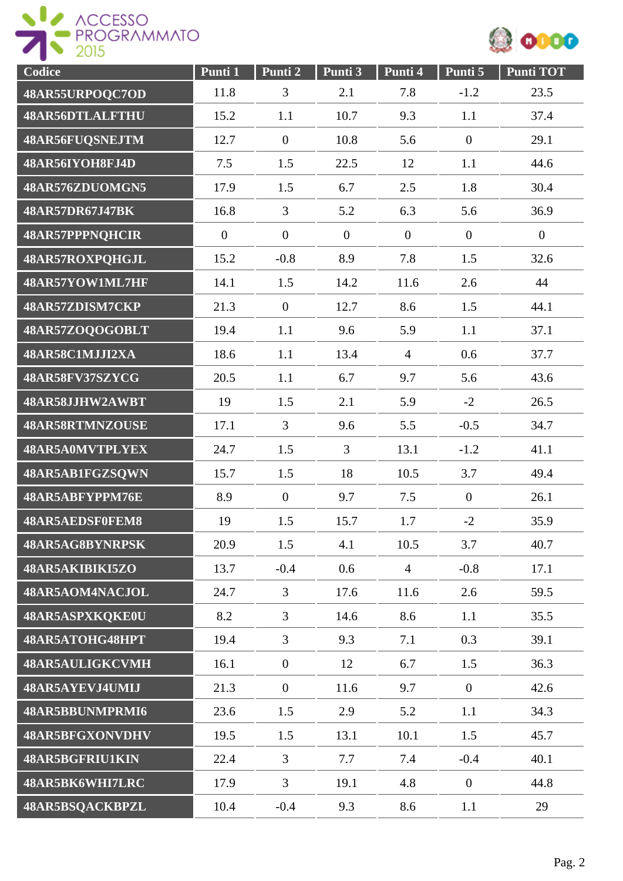| Codice | Punti 1 | Punti 2 | Punti 3 | Punti 4 | Punti 5 | Punti TOT |
|---|---|---|---|---|---|---|
| 48AR55URPOQC7OD | 11.8 | 3 | 2.1 | 7.8 | -1.2 | 23.5 |
| 48AR56DTLALFTHU | 15.2 | 1.1 | 10.7 | 9.3 | 1.1 | 37.4 |
| 48AR56FUQSNEJTM | 12.7 | 0 | 10.8 | 5.6 | 0 | 29.1 |
| 48AR56IYOH8FJ4D | 7.5 | 1.5 | 22.5 | 12 | 1.1 | 44.6 |
| 48AR576ZDUOMGN5 | 17.9 | 1.5 | 6.7 | 2.5 | 1.8 | 30.4 |
| 48AR57DR67J47BK | 16.8 | 3 | 5.2 | 6.3 | 5.6 | 36.9 |
| 48AR57PPPNQHCIR | 0 | 0 | 0 | 0 | 0 | 0 |
| 48AR57ROXPQHGJL | 15.2 | -0.8 | 8.9 | 7.8 | 1.5 | 32.6 |
| 48AR57YOW1ML7HF | 14.1 | 1.5 | 14.2 | 11.6 | 2.6 | 44 |
| 48AR57ZDISM7CKP | 21.3 | 0 | 12.7 | 8.6 | 1.5 | 44.1 |
| 48AR57ZOQOGOBLT | 19.4 | 1.1 | 9.6 | 5.9 | 1.1 | 37.1 |
| 48AR58C1MJJI2XA | 18.6 | 1.1 | 13.4 | 4 | 0.6 | 37.7 |
| 48AR58FV37SZYCG | 20.5 | 1.1 | 6.7 | 9.7 | 5.6 | 43.6 |
| 48AR58JJHW2AWBT | 19 | 1.5 | 2.1 | 5.9 | -2 | 26.5 |
| 48AR58RTMNZOUSE | 17.1 | 3 | 9.6 | 5.5 | -0.5 | 34.7 |
| 48AR5A0MVTPLYEX | 24.7 | 1.5 | 3 | 13.1 | -1.2 | 41.1 |
| 48AR5AB1FGZSQWN | 15.7 | 1.5 | 18 | 10.5 | 3.7 | 49.4 |
| 48AR5ABFYPPM76E | 8.9 | 0 | 9.7 | 7.5 | 0 | 26.1 |
| 48AR5AEDSF0FEM8 | 19 | 1.5 | 15.7 | 1.7 | -2 | 35.9 |
| 48AR5AG8BYNRPSK | 20.9 | 1.5 | 4.1 | 10.5 | 3.7 | 40.7 |
| 48AR5AKIBIKI5ZO | 13.7 | -0.4 | 0.6 | 4 | -0.8 | 17.1 |
| 48AR5AOM4NACJOL | 24.7 | 3 | 17.6 | 11.6 | 2.6 | 59.5 |
| 48AR5ASPXKQKE0U | 8.2 | 3 | 14.6 | 8.6 | 1.1 | 35.5 |
| 48AR5ATOHG48HPT | 19.4 | 3 | 9.3 | 7.1 | 0.3 | 39.1 |
| 48AR5AULIGKCVMH | 16.1 | 0 | 12 | 6.7 | 1.5 | 36.3 |
| 48AR5AYEVJ4UMIJ | 21.3 | 0 | 11.6 | 9.7 | 0 | 42.6 |
| 48AR5BBUNMPRMI6 | 23.6 | 1.5 | 2.9 | 5.2 | 1.1 | 34.3 |
| 48AR5BFGXONVDHV | 19.5 | 1.5 | 13.1 | 10.1 | 1.5 | 45.7 |
| 48AR5BGFRIU1KIN | 22.4 | 3 | 7.7 | 7.4 | -0.4 | 40.1 |
| 48AR5BK6WHI7LRC | 17.9 | 3 | 19.1 | 4.8 | 0 | 44.8 |
| 48AR5BSQACKBPZL | 10.4 | -0.4 | 9.3 | 8.6 | 1.1 | 29 |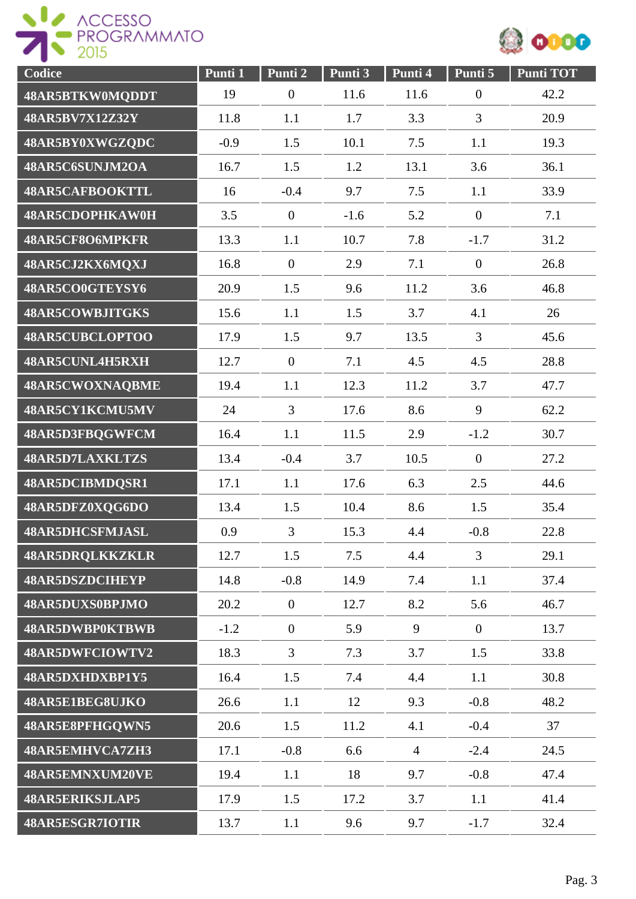| Codice | Punti 1 | Punti 2 | Punti 3 | Punti 4 | Punti 5 | Punti TOT |
|---|---|---|---|---|---|---|
| 48AR5BTKW0MQDDT | 19 | 0 | 11.6 | 11.6 | 0 | 42.2 |
| 48AR5BV7X12Z32Y | 11.8 | 1.1 | 1.7 | 3.3 | 3 | 20.9 |
| 48AR5BY0XWGZQDC | -0.9 | 1.5 | 10.1 | 7.5 | 1.1 | 19.3 |
| 48AR5C6SUNJM2OA | 16.7 | 1.5 | 1.2 | 13.1 | 3.6 | 36.1 |
| 48AR5CAFBOOKTTL | 16 | -0.4 | 9.7 | 7.5 | 1.1 | 33.9 |
| 48AR5CDOPHKAW0H | 3.5 | 0 | -1.6 | 5.2 | 0 | 7.1 |
| 48AR5CF8O6MPKFR | 13.3 | 1.1 | 10.7 | 7.8 | -1.7 | 31.2 |
| 48AR5CJ2KX6MQXJ | 16.8 | 0 | 2.9 | 7.1 | 0 | 26.8 |
| 48AR5CO0GTEYSY6 | 20.9 | 1.5 | 9.6 | 11.2 | 3.6 | 46.8 |
| 48AR5COWBJITGKS | 15.6 | 1.1 | 1.5 | 3.7 | 4.1 | 26 |
| 48AR5CUBCLOPTOO | 17.9 | 1.5 | 9.7 | 13.5 | 3 | 45.6 |
| 48AR5CUNL4H5RXH | 12.7 | 0 | 7.1 | 4.5 | 4.5 | 28.8 |
| 48AR5CWOXNAQBME | 19.4 | 1.1 | 12.3 | 11.2 | 3.7 | 47.7 |
| 48AR5CY1KCMU5MV | 24 | 3 | 17.6 | 8.6 | 9 | 62.2 |
| 48AR5D3FBQGWFCM | 16.4 | 1.1 | 11.5 | 2.9 | -1.2 | 30.7 |
| 48AR5D7LAXKLTZS | 13.4 | -0.4 | 3.7 | 10.5 | 0 | 27.2 |
| 48AR5DCIBMDQSR1 | 17.1 | 1.1 | 17.6 | 6.3 | 2.5 | 44.6 |
| 48AR5DFZ0XQG6DO | 13.4 | 1.5 | 10.4 | 8.6 | 1.5 | 35.4 |
| 48AR5DHCSFMJASL | 0.9 | 3 | 15.3 | 4.4 | -0.8 | 22.8 |
| 48AR5DRQLKKZKLR | 12.7 | 1.5 | 7.5 | 4.4 | 3 | 29.1 |
| 48AR5DSZDCIHEYP | 14.8 | -0.8 | 14.9 | 7.4 | 1.1 | 37.4 |
| 48AR5DUXS0BPJMO | 20.2 | 0 | 12.7 | 8.2 | 5.6 | 46.7 |
| 48AR5DWBP0KTBWB | -1.2 | 0 | 5.9 | 9 | 0 | 13.7 |
| 48AR5DWFCIOWTV2 | 18.3 | 3 | 7.3 | 3.7 | 1.5 | 33.8 |
| 48AR5DXHDXBP1Y5 | 16.4 | 1.5 | 7.4 | 4.4 | 1.1 | 30.8 |
| 48AR5E1BEG8UJKO | 26.6 | 1.1 | 12 | 9.3 | -0.8 | 48.2 |
| 48AR5E8PFHGQWN5 | 20.6 | 1.5 | 11.2 | 4.1 | -0.4 | 37 |
| 48AR5EMHVCA7ZH3 | 17.1 | -0.8 | 6.6 | 4 | -2.4 | 24.5 |
| 48AR5EMNXUM20VE | 19.4 | 1.1 | 18 | 9.7 | -0.8 | 47.4 |
| 48AR5ERIKSJLAP5 | 17.9 | 1.5 | 17.2 | 3.7 | 1.1 | 41.4 |
| 48AR5ESGR7IOTIR | 13.7 | 1.1 | 9.6 | 9.7 | -1.7 | 32.4 |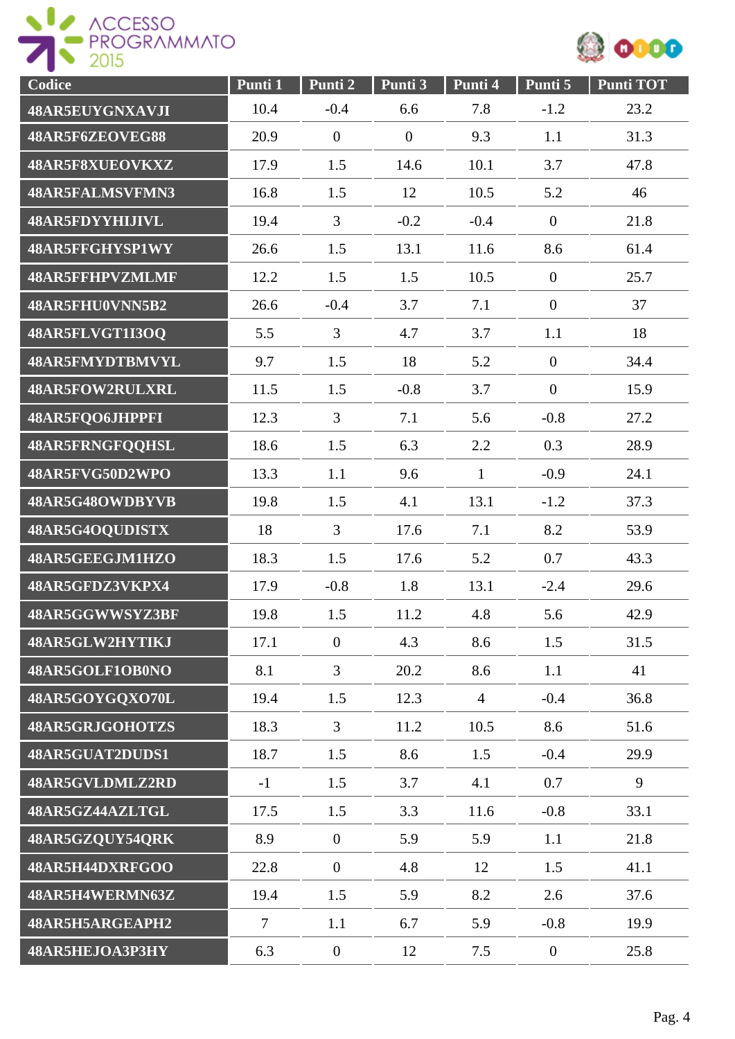| Codice | Punti 1 | Punti 2 | Punti 3 | Punti 4 | Punti 5 | Punti TOT |
|---|---|---|---|---|---|---|
| 48AR5EUYGNXAVJI | 10.4 | -0.4 | 6.6 | 7.8 | -1.2 | 23.2 |
| 48AR5F6ZEOVEG88 | 20.9 | 0 | 0 | 9.3 | 1.1 | 31.3 |
| 48AR5F8XUEOVKXZ | 17.9 | 1.5 | 14.6 | 10.1 | 3.7 | 47.8 |
| 48AR5FALMSVFMN3 | 16.8 | 1.5 | 12 | 10.5 | 5.2 | 46 |
| 48AR5FDYYHIJIVL | 19.4 | 3 | -0.2 | -0.4 | 0 | 21.8 |
| 48AR5FFGHYSP1WY | 26.6 | 1.5 | 13.1 | 11.6 | 8.6 | 61.4 |
| 48AR5FFHPVZMLMF | 12.2 | 1.5 | 1.5 | 10.5 | 0 | 25.7 |
| 48AR5FHU0VNN5B2 | 26.6 | -0.4 | 3.7 | 7.1 | 0 | 37 |
| 48AR5FLVGT1I3OQ | 5.5 | 3 | 4.7 | 3.7 | 1.1 | 18 |
| 48AR5FMYDTBMVYL | 9.7 | 1.5 | 18 | 5.2 | 0 | 34.4 |
| 48AR5FOW2RULXRL | 11.5 | 1.5 | -0.8 | 3.7 | 0 | 15.9 |
| 48AR5FQO6JHPPFI | 12.3 | 3 | 7.1 | 5.6 | -0.8 | 27.2 |
| 48AR5FRNGFQQHSL | 18.6 | 1.5 | 6.3 | 2.2 | 0.3 | 28.9 |
| 48AR5FVG50D2WPO | 13.3 | 1.1 | 9.6 | 1 | -0.9 | 24.1 |
| 48AR5G48OWDBYVB | 19.8 | 1.5 | 4.1 | 13.1 | -1.2 | 37.3 |
| 48AR5G4OQUDISTX | 18 | 3 | 17.6 | 7.1 | 8.2 | 53.9 |
| 48AR5GEEGJM1HZO | 18.3 | 1.5 | 17.6 | 5.2 | 0.7 | 43.3 |
| 48AR5GFDZ3VKPX4 | 17.9 | -0.8 | 1.8 | 13.1 | -2.4 | 29.6 |
| 48AR5GGWWSYZ3BF | 19.8 | 1.5 | 11.2 | 4.8 | 5.6 | 42.9 |
| 48AR5GLW2HYTIKJ | 17.1 | 0 | 4.3 | 8.6 | 1.5 | 31.5 |
| 48AR5GOLF1OB0NO | 8.1 | 3 | 20.2 | 8.6 | 1.1 | 41 |
| 48AR5GOYGQXO70L | 19.4 | 1.5 | 12.3 | 4 | -0.4 | 36.8 |
| 48AR5GRJGOHOTZS | 18.3 | 3 | 11.2 | 10.5 | 8.6 | 51.6 |
| 48AR5GUAT2DUDS1 | 18.7 | 1.5 | 8.6 | 1.5 | -0.4 | 29.9 |
| 48AR5GVLDMLZ2RD | -1 | 1.5 | 3.7 | 4.1 | 0.7 | 9 |
| 48AR5GZ44AZLTGL | 17.5 | 1.5 | 3.3 | 11.6 | -0.8 | 33.1 |
| 48AR5GZQUY54QRK | 8.9 | 0 | 5.9 | 5.9 | 1.1 | 21.8 |
| 48AR5H44DXRFGOO | 22.8 | 0 | 4.8 | 12 | 1.5 | 41.1 |
| 48AR5H4WERMN63Z | 19.4 | 1.5 | 5.9 | 8.2 | 2.6 | 37.6 |
| 48AR5H5ARGEAPH2 | 7 | 1.1 | 6.7 | 5.9 | -0.8 | 19.9 |
| 48AR5HEJOA3P3HY | 6.3 | 0 | 12 | 7.5 | 0 | 25.8 |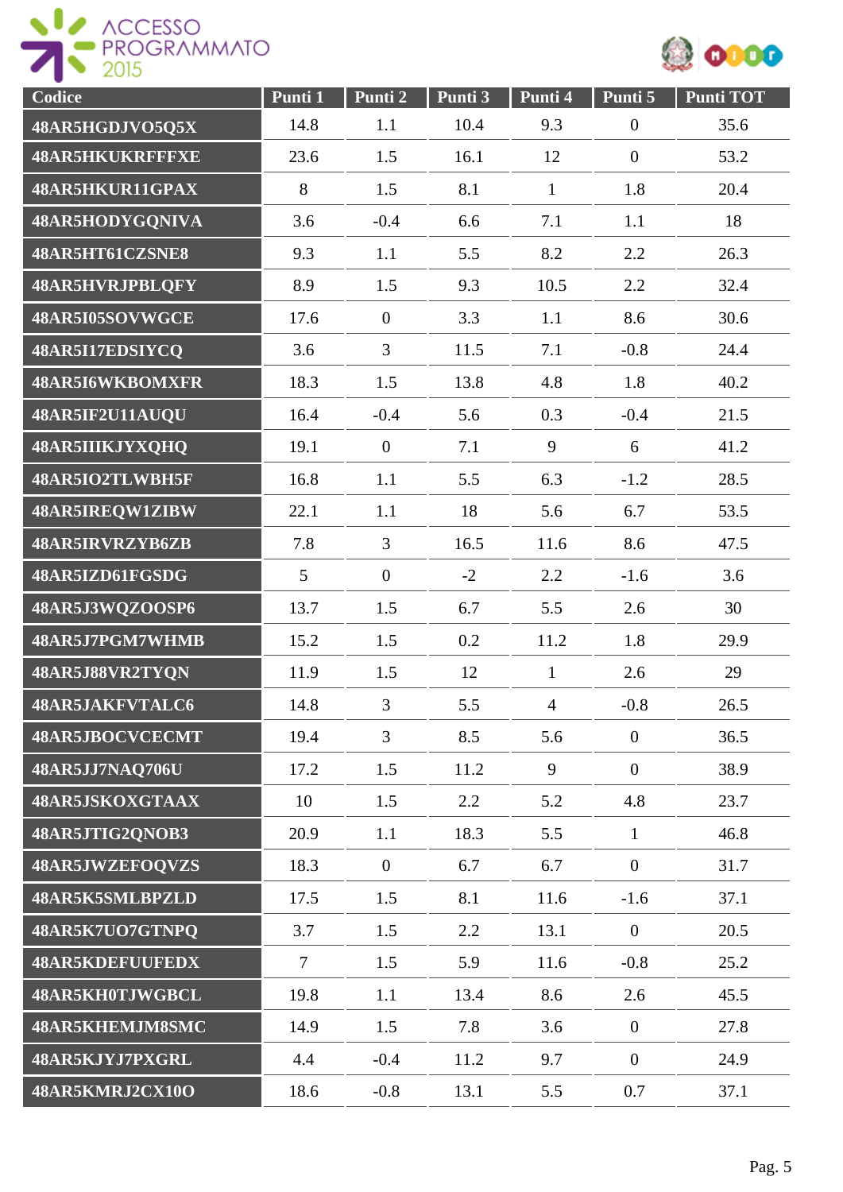| Codice | Punti 1 | Punti 2 | Punti 3 | Punti 4 | Punti 5 | Punti TOT |
|---|---|---|---|---|---|---|
| 48AR5HGDJVO5Q5X | 14.8 | 1.1 | 10.4 | 9.3 | 0 | 35.6 |
| 48AR5HKUKRFFFXE | 23.6 | 1.5 | 16.1 | 12 | 0 | 53.2 |
| 48AR5HKUR11GPAX | 8 | 1.5 | 8.1 | 1 | 1.8 | 20.4 |
| 48AR5HODYGQNIVA | 3.6 | -0.4 | 6.6 | 7.1 | 1.1 | 18 |
| 48AR5HT61CZSNE8 | 9.3 | 1.1 | 5.5 | 8.2 | 2.2 | 26.3 |
| 48AR5HVRJPBLQFY | 8.9 | 1.5 | 9.3 | 10.5 | 2.2 | 32.4 |
| 48AR5I05SOVWGCE | 17.6 | 0 | 3.3 | 1.1 | 8.6 | 30.6 |
| 48AR5I17EDSIYCQ | 3.6 | 3 | 11.5 | 7.1 | -0.8 | 24.4 |
| 48AR5I6WKBOMXFR | 18.3 | 1.5 | 13.8 | 4.8 | 1.8 | 40.2 |
| 48AR5IF2U11AUQU | 16.4 | -0.4 | 5.6 | 0.3 | -0.4 | 21.5 |
| 48AR5IIIKJYXQHQ | 19.1 | 0 | 7.1 | 9 | 6 | 41.2 |
| 48AR5IO2TLWBH5F | 16.8 | 1.1 | 5.5 | 6.3 | -1.2 | 28.5 |
| 48AR5IREQW1ZIBW | 22.1 | 1.1 | 18 | 5.6 | 6.7 | 53.5 |
| 48AR5IRVRZYB6ZB | 7.8 | 3 | 16.5 | 11.6 | 8.6 | 47.5 |
| 48AR5IZD61FGSDG | 5 | 0 | -2 | 2.2 | -1.6 | 3.6 |
| 48AR5J3WQZOOSP6 | 13.7 | 1.5 | 6.7 | 5.5 | 2.6 | 30 |
| 48AR5J7PGM7WHMB | 15.2 | 1.5 | 0.2 | 11.2 | 1.8 | 29.9 |
| 48AR5J88VR2TYQN | 11.9 | 1.5 | 12 | 1 | 2.6 | 29 |
| 48AR5JAKFVTALC6 | 14.8 | 3 | 5.5 | 4 | -0.8 | 26.5 |
| 48AR5JBOCVCECMT | 19.4 | 3 | 8.5 | 5.6 | 0 | 36.5 |
| 48AR5JJ7NAQ706U | 17.2 | 1.5 | 11.2 | 9 | 0 | 38.9 |
| 48AR5JSKOXGTAAX | 10 | 1.5 | 2.2 | 5.2 | 4.8 | 23.7 |
| 48AR5JTIG2QNOB3 | 20.9 | 1.1 | 18.3 | 5.5 | 1 | 46.8 |
| 48AR5JWZEFOQVZS | 18.3 | 0 | 6.7 | 6.7 | 0 | 31.7 |
| 48AR5K5SMLBPZLD | 17.5 | 1.5 | 8.1 | 11.6 | -1.6 | 37.1 |
| 48AR5K7UO7GTNPQ | 3.7 | 1.5 | 2.2 | 13.1 | 0 | 20.5 |
| 48AR5KDEFUUFEDX | 7 | 1.5 | 5.9 | 11.6 | -0.8 | 25.2 |
| 48AR5KH0TJWGBCL | 19.8 | 1.1 | 13.4 | 8.6 | 2.6 | 45.5 |
| 48AR5KHEMJM8SMC | 14.9 | 1.5 | 7.8 | 3.6 | 0 | 27.8 |
| 48AR5KJYJ7PXGRL | 4.4 | -0.4 | 11.2 | 9.7 | 0 | 24.9 |
| 48AR5KMRJ2CX10O | 18.6 | -0.8 | 13.1 | 5.5 | 0.7 | 37.1 |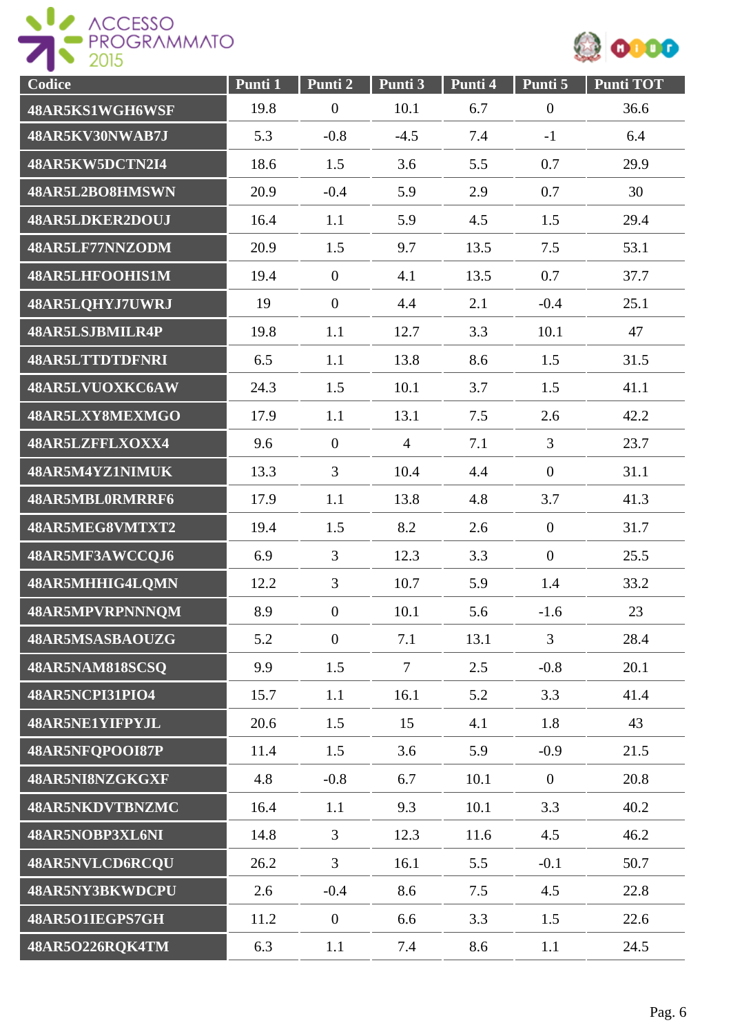| Codice | Punti 1 | Punti 2 | Punti 3 | Punti 4 | Punti 5 | Punti TOT |
|---|---|---|---|---|---|---|
| 48AR5KS1WGH6WSF | 19.8 | 0 | 10.1 | 6.7 | 0 | 36.6 |
| 48AR5KV30NWAB7J | 5.3 | -0.8 | -4.5 | 7.4 | -1 | 6.4 |
| 48AR5KW5DCTN2I4 | 18.6 | 1.5 | 3.6 | 5.5 | 0.7 | 29.9 |
| 48AR5L2BO8HMSWN | 20.9 | -0.4 | 5.9 | 2.9 | 0.7 | 30 |
| 48AR5LDKER2DOUJ | 16.4 | 1.1 | 5.9 | 4.5 | 1.5 | 29.4 |
| 48AR5LF77NNZODM | 20.9 | 1.5 | 9.7 | 13.5 | 7.5 | 53.1 |
| 48AR5LHFOOHIS1M | 19.4 | 0 | 4.1 | 13.5 | 0.7 | 37.7 |
| 48AR5LQHYJ7UWRJ | 19 | 0 | 4.4 | 2.1 | -0.4 | 25.1 |
| 48AR5LSJBMILR4P | 19.8 | 1.1 | 12.7 | 3.3 | 10.1 | 47 |
| 48AR5LTTDTDFNRI | 6.5 | 1.1 | 13.8 | 8.6 | 1.5 | 31.5 |
| 48AR5LVUOXKC6AW | 24.3 | 1.5 | 10.1 | 3.7 | 1.5 | 41.1 |
| 48AR5LXY8MEXMGO | 17.9 | 1.1 | 13.1 | 7.5 | 2.6 | 42.2 |
| 48AR5LZFFLXOXX4 | 9.6 | 0 | 4 | 7.1 | 3 | 23.7 |
| 48AR5M4YZ1NIMUK | 13.3 | 3 | 10.4 | 4.4 | 0 | 31.1 |
| 48AR5MBL0RMRRF6 | 17.9 | 1.1 | 13.8 | 4.8 | 3.7 | 41.3 |
| 48AR5MEG8VMTXT2 | 19.4 | 1.5 | 8.2 | 2.6 | 0 | 31.7 |
| 48AR5MF3AWCCQJ6 | 6.9 | 3 | 12.3 | 3.3 | 0 | 25.5 |
| 48AR5MHHIG4LQMN | 12.2 | 3 | 10.7 | 5.9 | 1.4 | 33.2 |
| 48AR5MPVRPNNNQM | 8.9 | 0 | 10.1 | 5.6 | -1.6 | 23 |
| 48AR5MSASBAOUZG | 5.2 | 0 | 7.1 | 13.1 | 3 | 28.4 |
| 48AR5NAM818SCSQ | 9.9 | 1.5 | 7 | 2.5 | -0.8 | 20.1 |
| 48AR5NCPI31PIO4 | 15.7 | 1.1 | 16.1 | 5.2 | 3.3 | 41.4 |
| 48AR5NE1YIFPYJL | 20.6 | 1.5 | 15 | 4.1 | 1.8 | 43 |
| 48AR5NFQPOOI87P | 11.4 | 1.5 | 3.6 | 5.9 | -0.9 | 21.5 |
| 48AR5NI8NZGKGXF | 4.8 | -0.8 | 6.7 | 10.1 | 0 | 20.8 |
| 48AR5NKDVTBNZMC | 16.4 | 1.1 | 9.3 | 10.1 | 3.3 | 40.2 |
| 48AR5NOBP3XL6NI | 14.8 | 3 | 12.3 | 11.6 | 4.5 | 46.2 |
| 48AR5NVLCD6RCQU | 26.2 | 3 | 16.1 | 5.5 | -0.1 | 50.7 |
| 48AR5NY3BKWDCPU | 2.6 | -0.4 | 8.6 | 7.5 | 4.5 | 22.8 |
| 48AR5O1IEGPS7GH | 11.2 | 0 | 6.6 | 3.3 | 1.5 | 22.6 |
| 48AR5O226RQK4TM | 6.3 | 1.1 | 7.4 | 8.6 | 1.1 | 24.5 |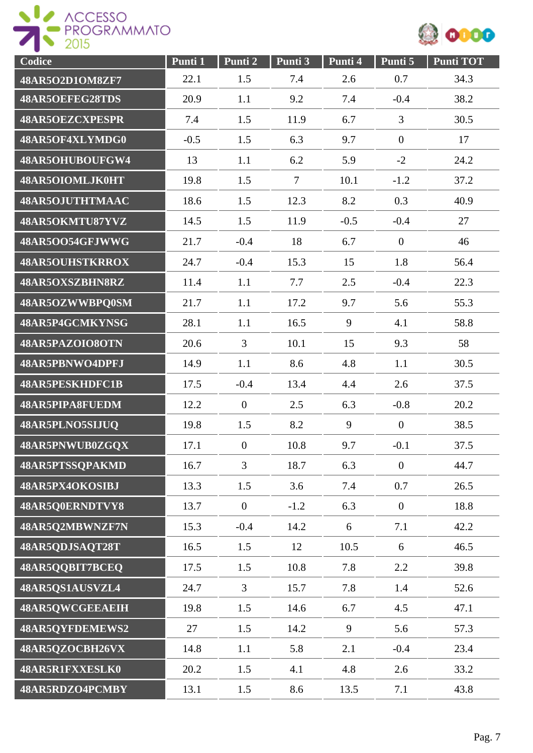| Codice | Punti 1 | Punti 2 | Punti 3 | Punti 4 | Punti 5 | Punti TOT |
|---|---|---|---|---|---|---|
| 48AR5O2D1OM8ZF7 | 22.1 | 1.5 | 7.4 | 2.6 | 0.7 | 34.3 |
| 48AR5OEFEG28TDS | 20.9 | 1.1 | 9.2 | 7.4 | -0.4 | 38.2 |
| 48AR5OEZCXPESPR | 7.4 | 1.5 | 11.9 | 6.7 | 3 | 30.5 |
| 48AR5OF4XLYMDG0 | -0.5 | 1.5 | 6.3 | 9.7 | 0 | 17 |
| 48AR5OHUBOUFGW4 | 13 | 1.1 | 6.2 | 5.9 | -2 | 24.2 |
| 48AR5OIOMLJK0HT | 19.8 | 1.5 | 7 | 10.1 | -1.2 | 37.2 |
| 48AR5OJUTHTMAAC | 18.6 | 1.5 | 12.3 | 8.2 | 0.3 | 40.9 |
| 48AR5OKMTU87YVZ | 14.5 | 1.5 | 11.9 | -0.5 | -0.4 | 27 |
| 48AR5OO54GFJWWG | 21.7 | -0.4 | 18 | 6.7 | 0 | 46 |
| 48AR5OUHSTKRROX | 24.7 | -0.4 | 15.3 | 15 | 1.8 | 56.4 |
| 48AR5OXSZBHN8RZ | 11.4 | 1.1 | 7.7 | 2.5 | -0.4 | 22.3 |
| 48AR5OZWWBPQ0SM | 21.7 | 1.1 | 17.2 | 9.7 | 5.6 | 55.3 |
| 48AR5P4GCMKYNSG | 28.1 | 1.1 | 16.5 | 9 | 4.1 | 58.8 |
| 48AR5PAZOIO8OTN | 20.6 | 3 | 10.1 | 15 | 9.3 | 58 |
| 48AR5PBNWO4DPFJ | 14.9 | 1.1 | 8.6 | 4.8 | 1.1 | 30.5 |
| 48AR5PESKHDFC1B | 17.5 | -0.4 | 13.4 | 4.4 | 2.6 | 37.5 |
| 48AR5PIPA8FUEDM | 12.2 | 0 | 2.5 | 6.3 | -0.8 | 20.2 |
| 48AR5PLNO5SIJUQ | 19.8 | 1.5 | 8.2 | 9 | 0 | 38.5 |
| 48AR5PNWUB0ZGQX | 17.1 | 0 | 10.8 | 9.7 | -0.1 | 37.5 |
| 48AR5PTSSQPAKMD | 16.7 | 3 | 18.7 | 6.3 | 0 | 44.7 |
| 48AR5PX4OKOSIBJ | 13.3 | 1.5 | 3.6 | 7.4 | 0.7 | 26.5 |
| 48AR5Q0ERNDTVY8 | 13.7 | 0 | -1.2 | 6.3 | 0 | 18.8 |
| 48AR5Q2MBWNZF7N | 15.3 | -0.4 | 14.2 | 6 | 7.1 | 42.2 |
| 48AR5QDJSAQT28T | 16.5 | 1.5 | 12 | 10.5 | 6 | 46.5 |
| 48AR5QQBIT7BCEQ | 17.5 | 1.5 | 10.8 | 7.8 | 2.2 | 39.8 |
| 48AR5QS1AUSVZL4 | 24.7 | 3 | 15.7 | 7.8 | 1.4 | 52.6 |
| 48AR5QWCGEEAEIH | 19.8 | 1.5 | 14.6 | 6.7 | 4.5 | 47.1 |
| 48AR5QYFDEMEWS2 | 27 | 1.5 | 14.2 | 9 | 5.6 | 57.3 |
| 48AR5QZOCBH26VX | 14.8 | 1.1 | 5.8 | 2.1 | -0.4 | 23.4 |
| 48AR5R1FXXESLK0 | 20.2 | 1.5 | 4.1 | 4.8 | 2.6 | 33.2 |
| 48AR5RDZO4PCMBY | 13.1 | 1.5 | 8.6 | 13.5 | 7.1 | 43.8 |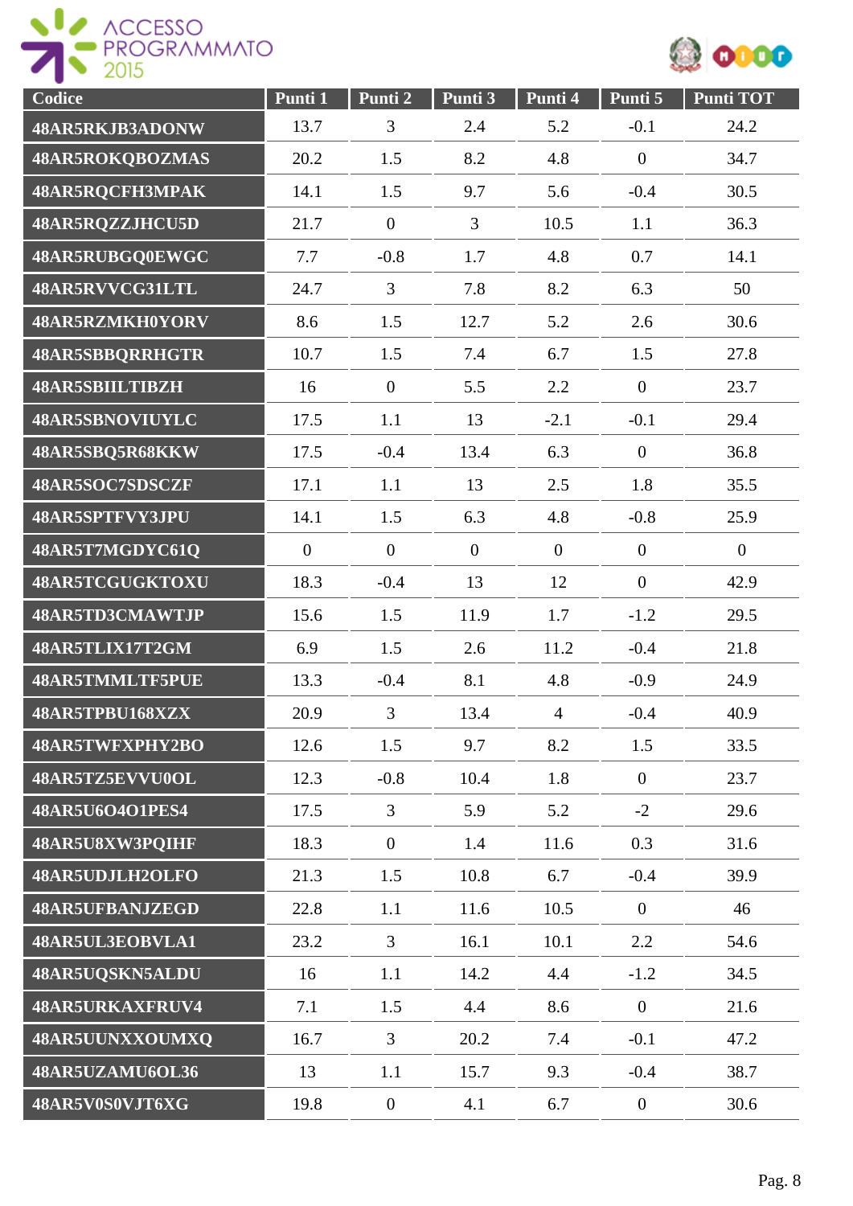| Codice | Punti 1 | Punti 2 | Punti 3 | Punti 4 | Punti 5 | Punti TOT |
|---|---|---|---|---|---|---|
| 48AR5RKJB3ADONW | 13.7 | 3 | 2.4 | 5.2 | -0.1 | 24.2 |
| 48AR5ROKQBOZMAS | 20.2 | 1.5 | 8.2 | 4.8 | 0 | 34.7 |
| 48AR5RQCFH3MPAK | 14.1 | 1.5 | 9.7 | 5.6 | -0.4 | 30.5 |
| 48AR5RQZZJHCU5D | 21.7 | 0 | 3 | 10.5 | 1.1 | 36.3 |
| 48AR5RUBGQ0EWGC | 7.7 | -0.8 | 1.7 | 4.8 | 0.7 | 14.1 |
| 48AR5RVVCG31LTL | 24.7 | 3 | 7.8 | 8.2 | 6.3 | 50 |
| 48AR5RZMKH0YORV | 8.6 | 1.5 | 12.7 | 5.2 | 2.6 | 30.6 |
| 48AR5SBBQRRHGTR | 10.7 | 1.5 | 7.4 | 6.7 | 1.5 | 27.8 |
| 48AR5SBIILTIBZH | 16 | 0 | 5.5 | 2.2 | 0 | 23.7 |
| 48AR5SBNOVIUYLC | 17.5 | 1.1 | 13 | -2.1 | -0.1 | 29.4 |
| 48AR5SBQ5R68KKW | 17.5 | -0.4 | 13.4 | 6.3 | 0 | 36.8 |
| 48AR5SOC7SDSCZF | 17.1 | 1.1 | 13 | 2.5 | 1.8 | 35.5 |
| 48AR5SPTFVY3JPU | 14.1 | 1.5 | 6.3 | 4.8 | -0.8 | 25.9 |
| 48AR5T7MGDYC61Q | 0 | 0 | 0 | 0 | 0 | 0 |
| 48AR5TCGUGKTOXU | 18.3 | -0.4 | 13 | 12 | 0 | 42.9 |
| 48AR5TD3CMAWTJP | 15.6 | 1.5 | 11.9 | 1.7 | -1.2 | 29.5 |
| 48AR5TLIX17T2GM | 6.9 | 1.5 | 2.6 | 11.2 | -0.4 | 21.8 |
| 48AR5TMMLTF5PUE | 13.3 | -0.4 | 8.1 | 4.8 | -0.9 | 24.9 |
| 48AR5TPBU168XZX | 20.9 | 3 | 13.4 | 4 | -0.4 | 40.9 |
| 48AR5TWFXPHY2BO | 12.6 | 1.5 | 9.7 | 8.2 | 1.5 | 33.5 |
| 48AR5TZ5EVVU0OL | 12.3 | -0.8 | 10.4 | 1.8 | 0 | 23.7 |
| 48AR5U6O4O1PES4 | 17.5 | 3 | 5.9 | 5.2 | -2 | 29.6 |
| 48AR5U8XW3PQIHF | 18.3 | 0 | 1.4 | 11.6 | 0.3 | 31.6 |
| 48AR5UDJLH2OLFO | 21.3 | 1.5 | 10.8 | 6.7 | -0.4 | 39.9 |
| 48AR5UFBANJZEGD | 22.8 | 1.1 | 11.6 | 10.5 | 0 | 46 |
| 48AR5UL3EOBVLA1 | 23.2 | 3 | 16.1 | 10.1 | 2.2 | 54.6 |
| 48AR5UQSKN5ALDU | 16 | 1.1 | 14.2 | 4.4 | -1.2 | 34.5 |
| 48AR5URKAXFRUV4 | 7.1 | 1.5 | 4.4 | 8.6 | 0 | 21.6 |
| 48AR5UUNXXOUMXQ | 16.7 | 3 | 20.2 | 7.4 | -0.1 | 47.2 |
| 48AR5UZAMU6OL36 | 13 | 1.1 | 15.7 | 9.3 | -0.4 | 38.7 |
| 48AR5V0S0VJT6XG | 19.8 | 0 | 4.1 | 6.7 | 0 | 30.6 |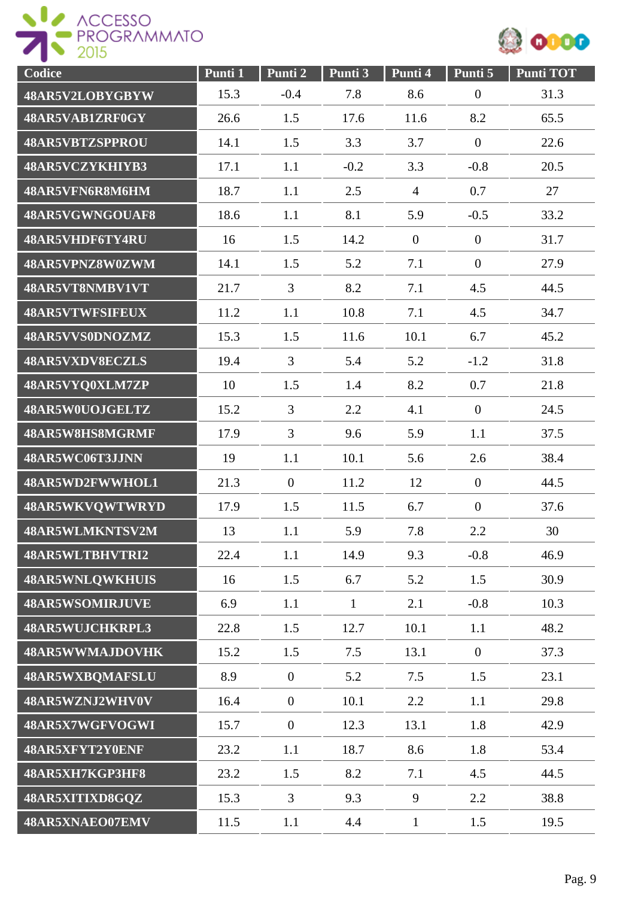| Codice | Punti 1 | Punti 2 | Punti 3 | Punti 4 | Punti 5 | Punti TOT |
|---|---|---|---|---|---|---|
| 48AR5V2LOBYGBYW | 15.3 | -0.4 | 7.8 | 8.6 | 0 | 31.3 |
| 48AR5VAB1ZRF0GY | 26.6 | 1.5 | 17.6 | 11.6 | 8.2 | 65.5 |
| 48AR5VBTZSPPROU | 14.1 | 1.5 | 3.3 | 3.7 | 0 | 22.6 |
| 48AR5VCZYKHIYB3 | 17.1 | 1.1 | -0.2 | 3.3 | -0.8 | 20.5 |
| 48AR5VFN6R8M6HM | 18.7 | 1.1 | 2.5 | 4 | 0.7 | 27 |
| 48AR5VGWNGOUAF8 | 18.6 | 1.1 | 8.1 | 5.9 | -0.5 | 33.2 |
| 48AR5VHDF6TY4RU | 16 | 1.5 | 14.2 | 0 | 0 | 31.7 |
| 48AR5VPNZ8W0ZWM | 14.1 | 1.5 | 5.2 | 7.1 | 0 | 27.9 |
| 48AR5VT8NMBV1VT | 21.7 | 3 | 8.2 | 7.1 | 4.5 | 44.5 |
| 48AR5VTWFSIFEUX | 11.2 | 1.1 | 10.8 | 7.1 | 4.5 | 34.7 |
| 48AR5VVS0DNOZMZ | 15.3 | 1.5 | 11.6 | 10.1 | 6.7 | 45.2 |
| 48AR5VXDV8ECZLS | 19.4 | 3 | 5.4 | 5.2 | -1.2 | 31.8 |
| 48AR5VYQ0XLM7ZP | 10 | 1.5 | 1.4 | 8.2 | 0.7 | 21.8 |
| 48AR5W0UOJGELTZ | 15.2 | 3 | 2.2 | 4.1 | 0 | 24.5 |
| 48AR5W8HS8MGRMF | 17.9 | 3 | 9.6 | 5.9 | 1.1 | 37.5 |
| 48AR5WC06T3JJNN | 19 | 1.1 | 10.1 | 5.6 | 2.6 | 38.4 |
| 48AR5WD2FWWHOL1 | 21.3 | 0 | 11.2 | 12 | 0 | 44.5 |
| 48AR5WKVQWTWRYD | 17.9 | 1.5 | 11.5 | 6.7 | 0 | 37.6 |
| 48AR5WLMKNTSV2M | 13 | 1.1 | 5.9 | 7.8 | 2.2 | 30 |
| 48AR5WLTBHVTRI2 | 22.4 | 1.1 | 14.9 | 9.3 | -0.8 | 46.9 |
| 48AR5WNLQWKHUIS | 16 | 1.5 | 6.7 | 5.2 | 1.5 | 30.9 |
| 48AR5WSOMIRJUVE | 6.9 | 1.1 | 1 | 2.1 | -0.8 | 10.3 |
| 48AR5WUJCHKRPL3 | 22.8 | 1.5 | 12.7 | 10.1 | 1.1 | 48.2 |
| 48AR5WWMAJDOVHK | 15.2 | 1.5 | 7.5 | 13.1 | 0 | 37.3 |
| 48AR5WXBQMAFSLU | 8.9 | 0 | 5.2 | 7.5 | 1.5 | 23.1 |
| 48AR5WZNJ2WHV0V | 16.4 | 0 | 10.1 | 2.2 | 1.1 | 29.8 |
| 48AR5X7WGFVOGWI | 15.7 | 0 | 12.3 | 13.1 | 1.8 | 42.9 |
| 48AR5XFYT2Y0ENF | 23.2 | 1.1 | 18.7 | 8.6 | 1.8 | 53.4 |
| 48AR5XH7KGP3HF8 | 23.2 | 1.5 | 8.2 | 7.1 | 4.5 | 44.5 |
| 48AR5XITIXD8GQZ | 15.3 | 3 | 9.3 | 9 | 2.2 | 38.8 |
| 48AR5XNAEO07EMV | 11.5 | 1.1 | 4.4 | 1 | 1.5 | 19.5 |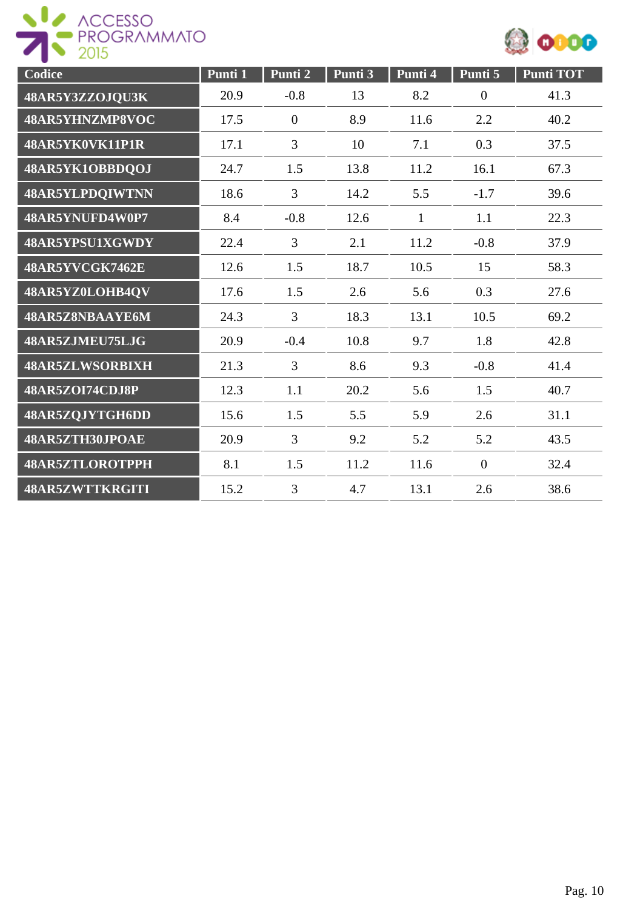| Codice | Punti 1 | Punti 2 | Punti 3 | Punti 4 | Punti 5 | Punti TOT |
|---|---|---|---|---|---|---|
| 48AR5Y3ZZOJQU3K | 20.9 | -0.8 | 13 | 8.2 | 0 | 41.3 |
| 48AR5YHNZMP8VOC | 17.5 | 0 | 8.9 | 11.6 | 2.2 | 40.2 |
| 48AR5YK0VK11P1R | 17.1 | 3 | 10 | 7.1 | 0.3 | 37.5 |
| 48AR5YK1OBBDQOJ | 24.7 | 1.5 | 13.8 | 11.2 | 16.1 | 67.3 |
| 48AR5YLPDQIWTNN | 18.6 | 3 | 14.2 | 5.5 | -1.7 | 39.6 |
| 48AR5YNUFD4W0P7 | 8.4 | -0.8 | 12.6 | 1 | 1.1 | 22.3 |
| 48AR5YPSU1XGWDY | 22.4 | 3 | 2.1 | 11.2 | -0.8 | 37.9 |
| 48AR5YVCGK7462E | 12.6 | 1.5 | 18.7 | 10.5 | 15 | 58.3 |
| 48AR5YZ0LOHB4QV | 17.6 | 1.5 | 2.6 | 5.6 | 0.3 | 27.6 |
| 48AR5Z8NBAAYE6M | 24.3 | 3 | 18.3 | 13.1 | 10.5 | 69.2 |
| 48AR5ZJMEU75LJG | 20.9 | -0.4 | 10.8 | 9.7 | 1.8 | 42.8 |
| 48AR5ZLWSORBIXH | 21.3 | 3 | 8.6 | 9.3 | -0.8 | 41.4 |
| 48AR5ZOI74CDJ8P | 12.3 | 1.1 | 20.2 | 5.6 | 1.5 | 40.7 |
| 48AR5ZQJYTGH6DD | 15.6 | 1.5 | 5.5 | 5.9 | 2.6 | 31.1 |
| 48AR5ZTH30JPOAE | 20.9 | 3 | 9.2 | 5.2 | 5.2 | 43.5 |
| 48AR5ZTLOROTPPH | 8.1 | 1.5 | 11.2 | 11.6 | 0 | 32.4 |
| 48AR5ZWTTKRGITI | 15.2 | 3 | 4.7 | 13.1 | 2.6 | 38.6 |